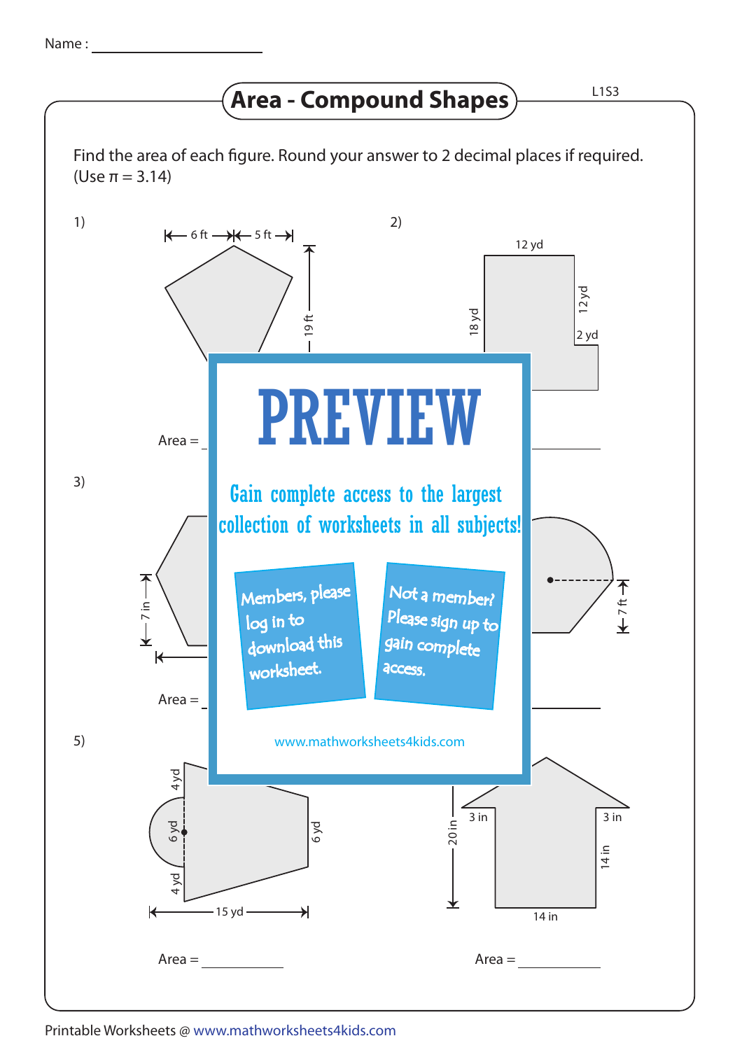Name : ____________________

# Area - Compound Shapes

L1S3

Find the area of each figure. Round your answer to 2 decimal places if required. (Use π = 3.14)

1) 6 ft, 5 ft, 19 ft

Area = ________

2) 12 yd, 18 yd, 12 yd, 2 yd

Area = ________

3) 7 in

Area = ________

4) 7 ft

Area = ________

**PREVIEW**

Gain complete access to the largest collection of worksheets in all subjects!

Members, please log in to download this worksheet.

Not a member? Please sign up to gain complete access.

www.mathworksheets4kids.com

5) 4 yd, 6 yd, 4 yd, 6 yd, 15 yd

Area = ________

6) 20 in, 3 in, 3 in, 14 in, 14 in

Area = ________

Printable Worksheets @ www.mathworksheets4kids.com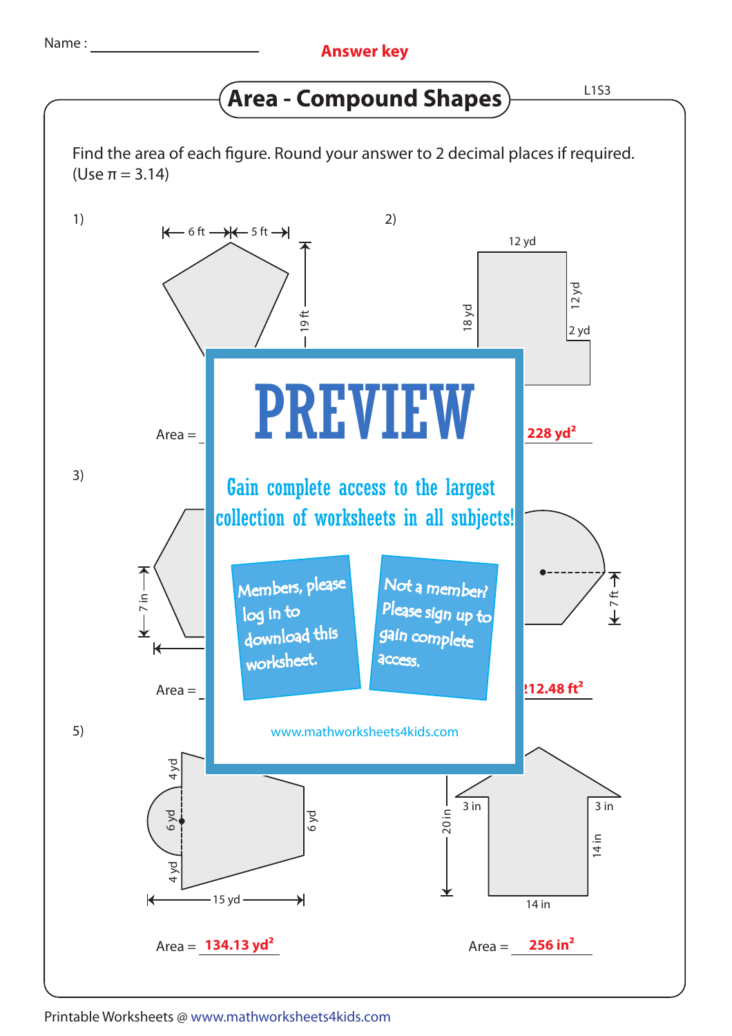Name : ____________________

**Answer key**

# Area - Compound Shapes

L1S3

Find the area of each figure. Round your answer to 2 decimal places if required. (Use $\pi = 3.14$)

1)

6 ft

5 ft

19 ft

Area = ______

2)

12 yd

18 yd

12 yd

2 yd

Area = **228 yd²**

3)

7 in

Area = ______

4)

7 ft

Area = **212.48 ft²**

PREVIEW

Gain complete access to the largest collection of worksheets in all subjects!

Members, please log in to download this worksheet.

Not a member? Please sign up to gain complete access.

www.mathworksheets4kids.com

5)

4 yd

6 yd

4 yd

6 yd

15 yd

Area = **134.13 yd²**

6)

20 in

3 in

3 in

14 in

14 in

Area = **256 in²**

Printable Worksheets @ www.mathworksheets4kids.com